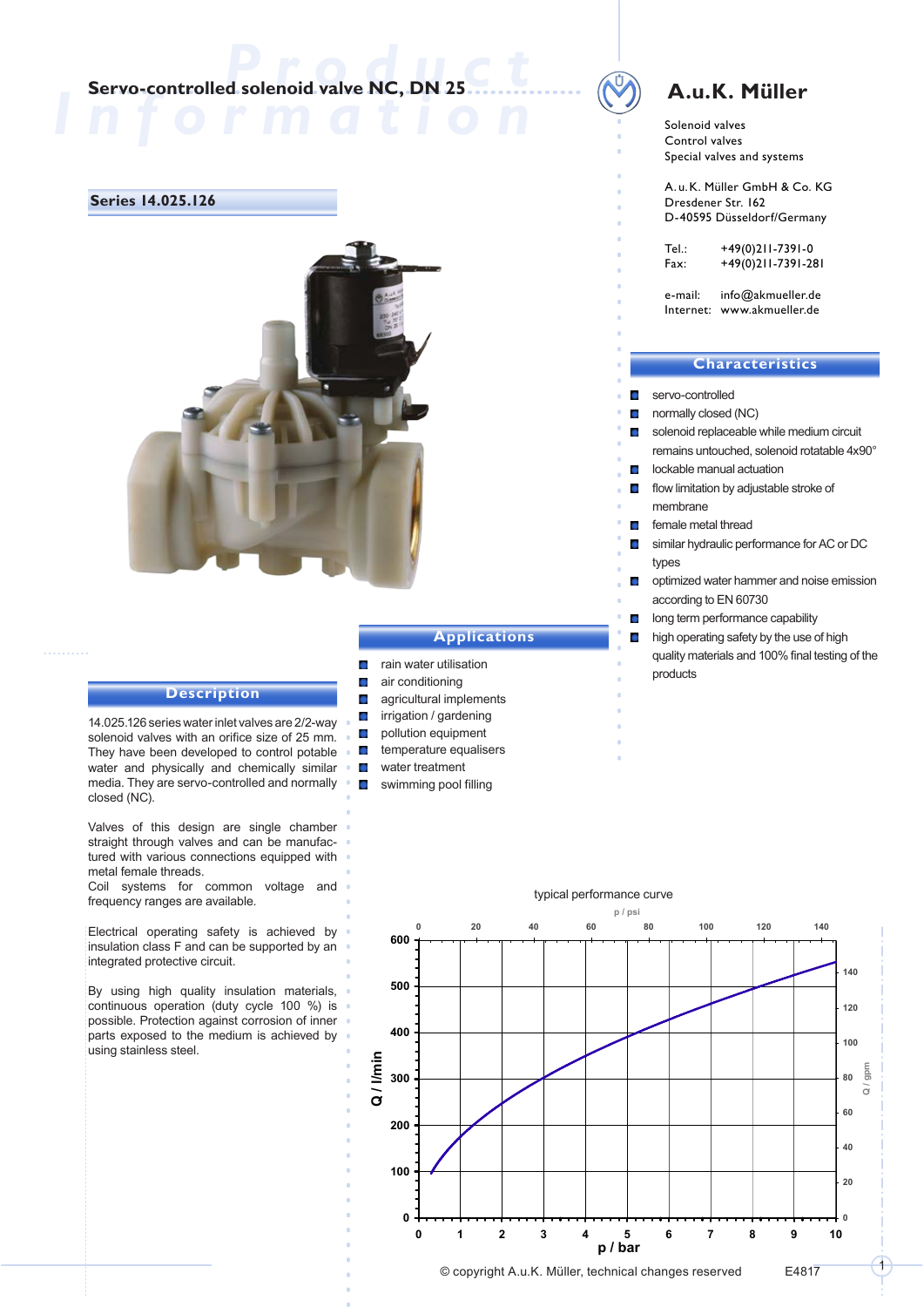# Servo-controlled solenoid valve NC, DN 25

**A.u.K. Müller**

Solenoid valves
Control valves
Special valves and systems

A. u. K. Müller GmbH & Co. KG
Dresdener Str. 162
D-40595 Düsseldorf/Germany

Tel.: +49(0)211-7391-0
Fax: +49(0)211-7391-281

e-mail: info@akmueller.de
Internet: www.akmueller.de

## Series 14.025.126

## Characteristics

- servo-controlled
- normally closed (NC)
- solenoid replaceable while medium circuit remains untouched, solenoid rotatable 4x90°
- lockable manual actuation
- flow limitation by adjustable stroke of membrane
- female metal thread
- similar hydraulic performance for AC or DC types
- optimized water hammer and noise emission according to EN 60730
- long term performance capability
- high operating safety by the use of high quality materials and 100% final testing of the products

## Applications

- rain water utilisation
- air conditioning
- agricultural implements
- irrigation / gardening
- pollution equipment
- temperature equalisers
- water treatment
- swimming pool filling

## Description

14.025.126 series water inlet valves are 2/2-way solenoid valves with an orifice size of 25 mm. They have been developed to control potable water and physically and chemically similar media. They are servo-controlled and normally closed (NC).

Valves of this design are single chamber straight through valves and can be manufactured with various connections equipped with metal female threads.
Coil systems for common voltage and frequency ranges are available.

Electrical operating safety is achieved by insulation class F and can be supported by an integrated protective circuit.

By using high quality insulation materials, continuous operation (duty cycle 100 %) is possible. Protection against corrosion of inner parts exposed to the medium is achieved by using stainless steel.

typical performance curve

(Chart axes: p / bar 0–10 (p / psi 0–140); Q / l/min 0–600 (Q / gpm 0–140))

© copyright A.u.K. Müller, technical changes reserved E4817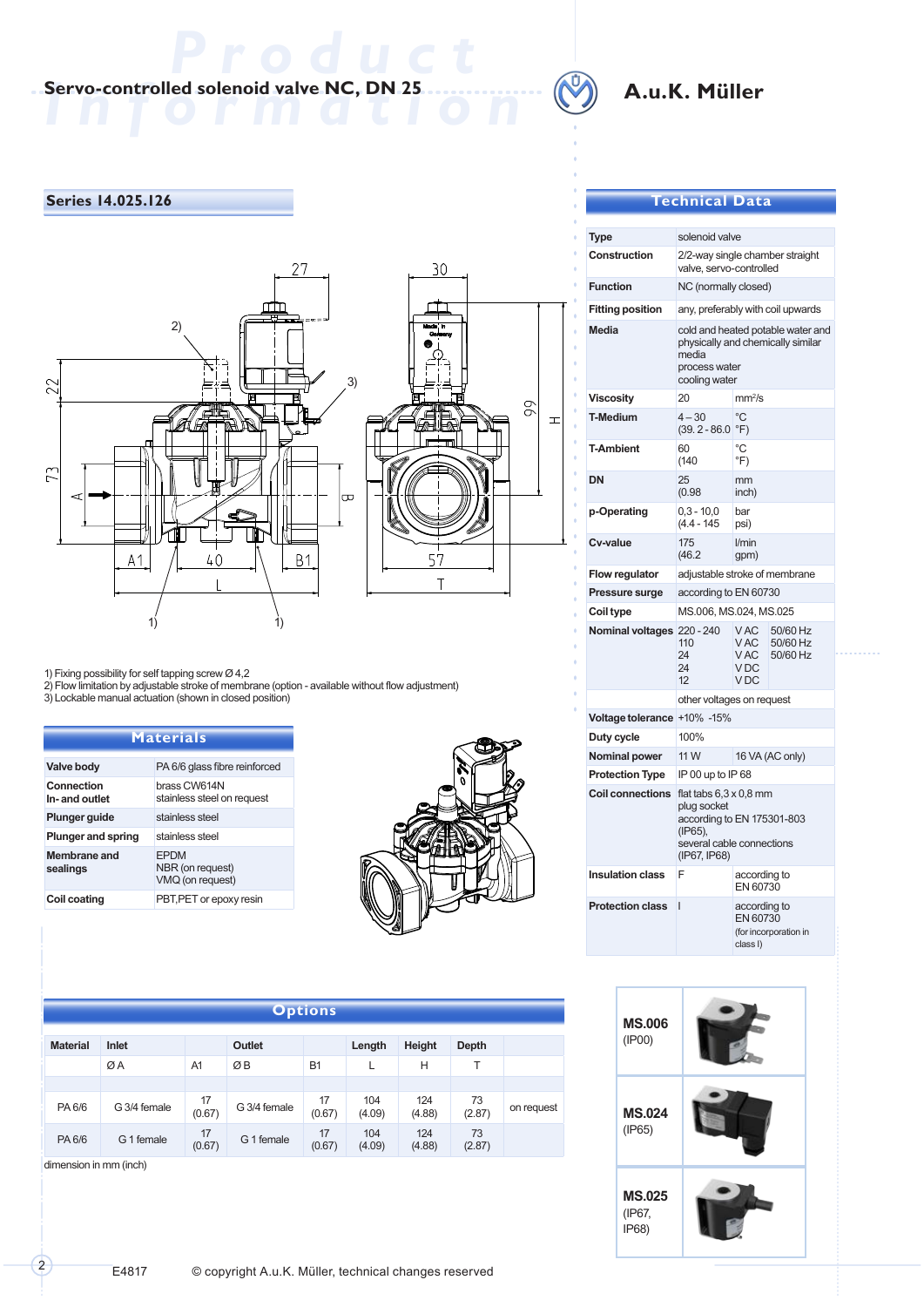# Servo-controlled solenoid valve NC, DN 25

A.u.K. Müller

## Series 14.025.126

1) Fixing possibility for self tapping screw Ø 4,2
2) Flow limitation by adjustable stroke of membrane (option - available without flow adjustment)
3) Lockable manual actuation (shown in closed position)

## Materials

| | |
|---|---|
| **Valve body** | PA 6/6 glass fibre reinforced |
| **Connection In- and outlet** | brass CW614N<br>stainless steel on request |
| **Plunger guide** | stainless steel |
| **Plunger and spring** | stainless steel |
| **Membrane and sealings** | EPDM<br>NBR (on request)<br>VMQ (on request) |
| **Coil coating** | PBT,PET or epoxy resin |

## Technical Data

| | | | |
|---|---|---|---|
| **Type** | solenoid valve | | |
| **Construction** | 2/2-way single chamber straight valve, servo-controlled | | |
| **Function** | NC (normally closed) | | |
| **Fitting position** | any, preferably with coil upwards | | |
| **Media** | cold and heated potable water and physically and chemically similar media<br>process water<br>cooling water | | |
| **Viscosity** | 20 | mm²/s | |
| **T-Medium** | 4 – 30<br>(39. 2 - 86.0 | °C<br>°F) | |
| **T-Ambient** | 60<br>(140 | °C<br>°F) | |
| **DN** | 25<br>(0.98 | mm<br>inch) | |
| **p-Operating** | 0,3 - 10,0<br>(4.4 - 145 | bar<br>psi) | |
| **Cv-value** | 175<br>(46.2 | l/min<br>gpm) | |
| **Flow regulator** | adjustable stroke of membrane | | |
| **Pressure surge** | according to EN 60730 | | |
| **Coil type** | MS.006, MS.024, MS.025 | | |
| **Nominal voltages** | 220 - 240<br>110<br>24<br>24<br>12 | V AC<br>V AC<br>V AC<br>V DC<br>V DC | 50/60 Hz<br>50/60 Hz<br>50/60 Hz |
| | other voltages on request | | |
| **Voltage tolerance** | +10% -15% | | |
| **Duty cycle** | 100% | | |
| **Nominal power** | 11 W | 16 VA (AC only) | |
| **Protection Type** | IP 00 up to IP 68 | | |
| **Coil connections** | flat tabs 6,3 x 0,8 mm<br>plug socket according to EN 175301-803 (IP65),<br>several cable connections (IP67, IP68) | | |
| **Insulation class** | F | according to EN 60730 | |
| **Protection class** | I | according to EN 60730<br>(for incorporation in class I) | |

## Options

| Material | Inlet | | Outlet | | Length | Height | Depth | |
|---|---|---|---|---|---|---|---|---|
| | Ø A | A1 | Ø B | B1 | L | H | T | |
| PA 6/6 | G 3/4 female | 17<br>(0.67) | G 3/4 female | 17<br>(0.67) | 104<br>(4.09) | 124<br>(4.88) | 73<br>(2.87) | on request |
| PA 6/6 | G 1 female | 17<br>(0.67) | G 1 female | 17<br>(0.67) | 104<br>(4.09) | 124<br>(4.88) | 73<br>(2.87) | |

dimension in mm (inch)

**MS.006** (IP00)

**MS.024** (IP65)

**MS.025** (IP67, IP68)

E4817 © copyright A.u.K. Müller, technical changes reserved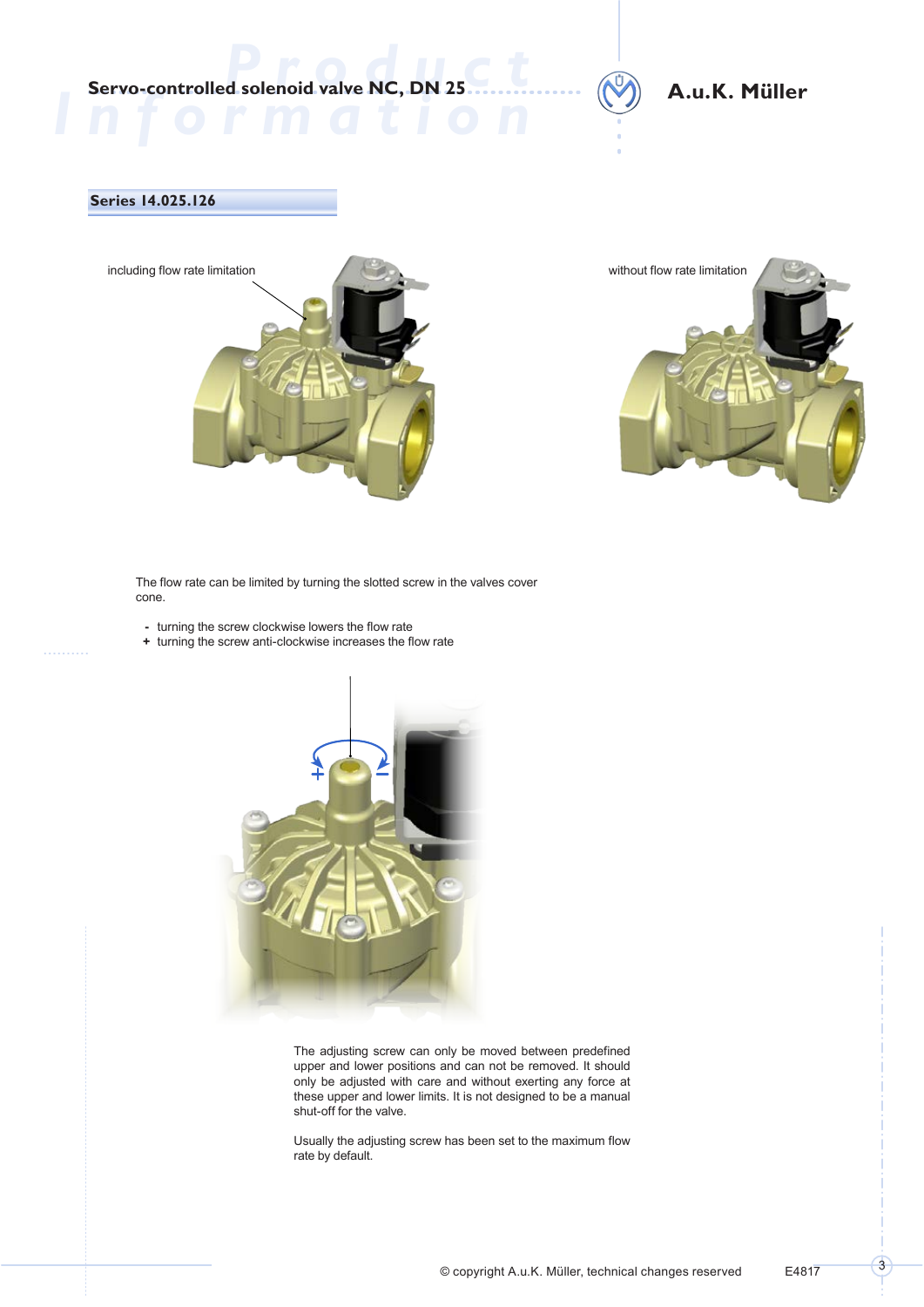# Servo-controlled solenoid valve NC, DN 25

A.u.K. Müller

## Series 14.025.126

including flow rate limitation

without flow rate limitation

The flow rate can be limited by turning the slotted screw in the valves cover cone.

- turning the screw clockwise lowers the flow rate
+ turning the screw anti-clockwise increases the flow rate

The adjusting screw can only be moved between predefined upper and lower positions and can not be removed. It should only be adjusted with care and without exerting any force at these upper and lower limits. It is not designed to be a manual shut-off for the valve.

Usually the adjusting screw has been set to the maximum flow rate by default.

© copyright A.u.K. Müller, technical changes reserved E4817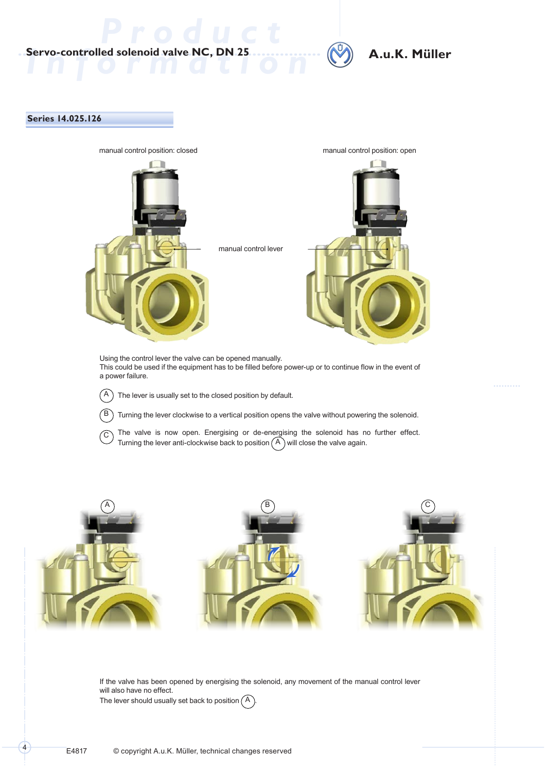## Series 14.025.126

manual control position: closed

manual control position: open

manual control lever

Using the control lever the valve can be opened manually.
This could be used if the equipment has to be filled before power-up or to continue flow in the event of a power failure.

(A) The lever is usually set to the closed position by default.

(B) Turning the lever clockwise to a vertical position opens the valve without powering the solenoid.

(C) The valve is now open. Energising or de-energising the solenoid has no further effect. Turning the lever anti-clockwise back to position (A) will close the valve again.

A

B

C

If the valve has been opened by energising the solenoid, any movement of the manual control lever will also have no effect.
The lever should usually set back to position (A).

E4817 © copyright A.u.K. Müller, technical changes reserved